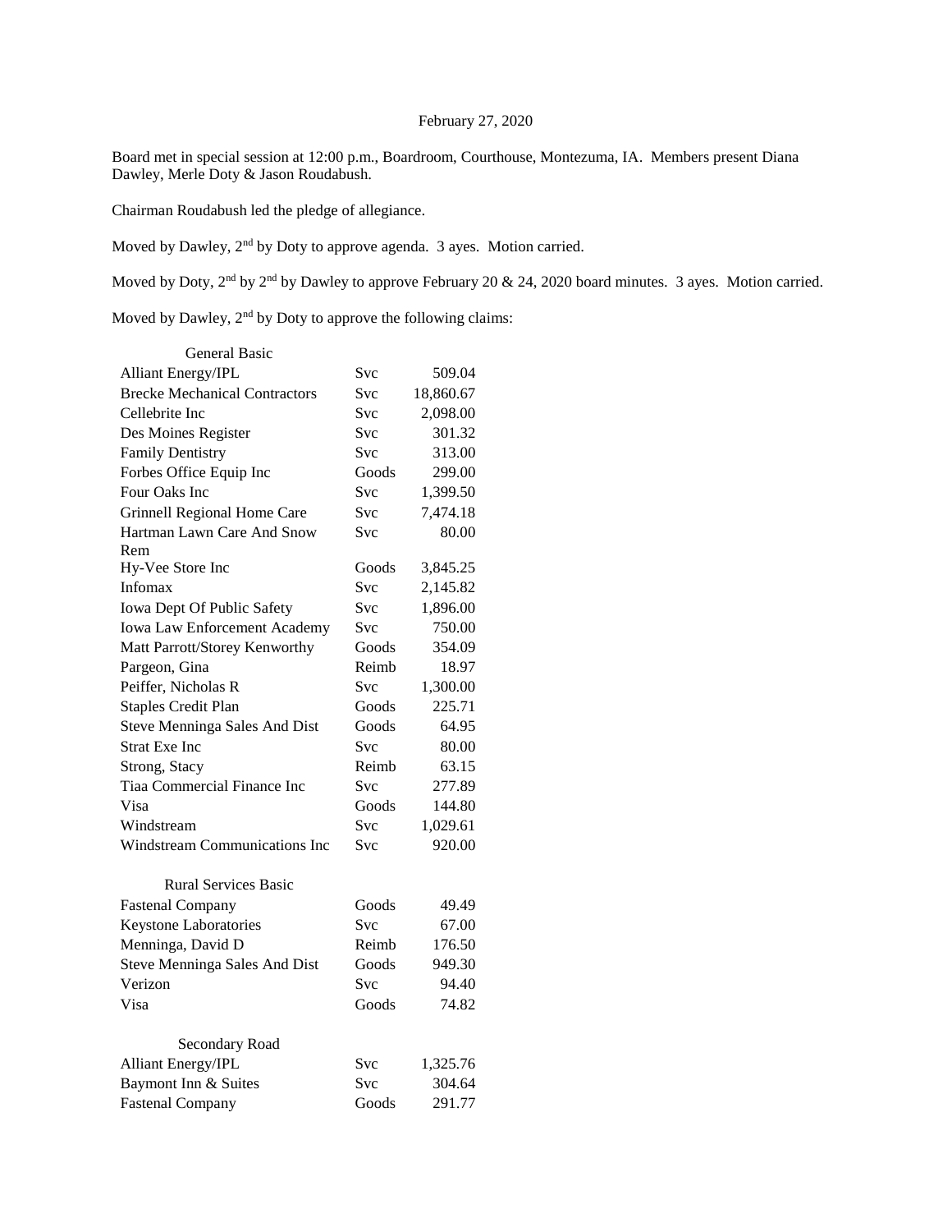February 27, 2020

Board met in special session at 12:00 p.m., Boardroom, Courthouse, Montezuma, IA. Members present Diana Dawley, Merle Doty & Jason Roudabush.

Chairman Roudabush led the pledge of allegiance.

Moved by Dawley, 2nd by Doty to approve agenda. 3 ayes. Motion carried.

Moved by Doty, 2nd by 2nd by Dawley to approve February 20 & 24, 2020 board minutes. 3 ayes. Motion carried.

Moved by Dawley, 2nd by Doty to approve the following claims:

| General Basic | | |
|---|---|---|
| Alliant Energy/IPL | Svc | 509.04 |
| Brecke Mechanical Contractors | Svc | 18,860.67 |
| Cellebrite Inc | Svc | 2,098.00 |
| Des Moines Register | Svc | 301.32 |
| Family Dentistry | Svc | 313.00 |
| Forbes Office Equip Inc | Goods | 299.00 |
| Four Oaks Inc | Svc | 1,399.50 |
| Grinnell Regional Home Care | Svc | 7,474.18 |
| Hartman Lawn Care And Snow Rem | Svc | 80.00 |
| Hy-Vee Store Inc | Goods | 3,845.25 |
| Infomax | Svc | 2,145.82 |
| Iowa Dept Of Public Safety | Svc | 1,896.00 |
| Iowa Law Enforcement Academy | Svc | 750.00 |
| Matt Parrott/Storey Kenworthy | Goods | 354.09 |
| Pargeon, Gina | Reimb | 18.97 |
| Peiffer, Nicholas R | Svc | 1,300.00 |
| Staples Credit Plan | Goods | 225.71 |
| Steve Menninga Sales And Dist | Goods | 64.95 |
| Strat Exe Inc | Svc | 80.00 |
| Strong, Stacy | Reimb | 63.15 |
| Tiaa Commercial Finance Inc | Svc | 277.89 |
| Visa | Goods | 144.80 |
| Windstream | Svc | 1,029.61 |
| Windstream Communications Inc | Svc | 920.00 |
| **Rural Services Basic** | | |
| Fastenal Company | Goods | 49.49 |
| Keystone Laboratories | Svc | 67.00 |
| Menninga, David D | Reimb | 176.50 |
| Steve Menninga Sales And Dist | Goods | 949.30 |
| Verizon | Svc | 94.40 |
| Visa | Goods | 74.82 |
| **Secondary Road** | | |
| Alliant Energy/IPL | Svc | 1,325.76 |
| Baymont Inn & Suites | Svc | 304.64 |
| Fastenal Company | Goods | 291.77 |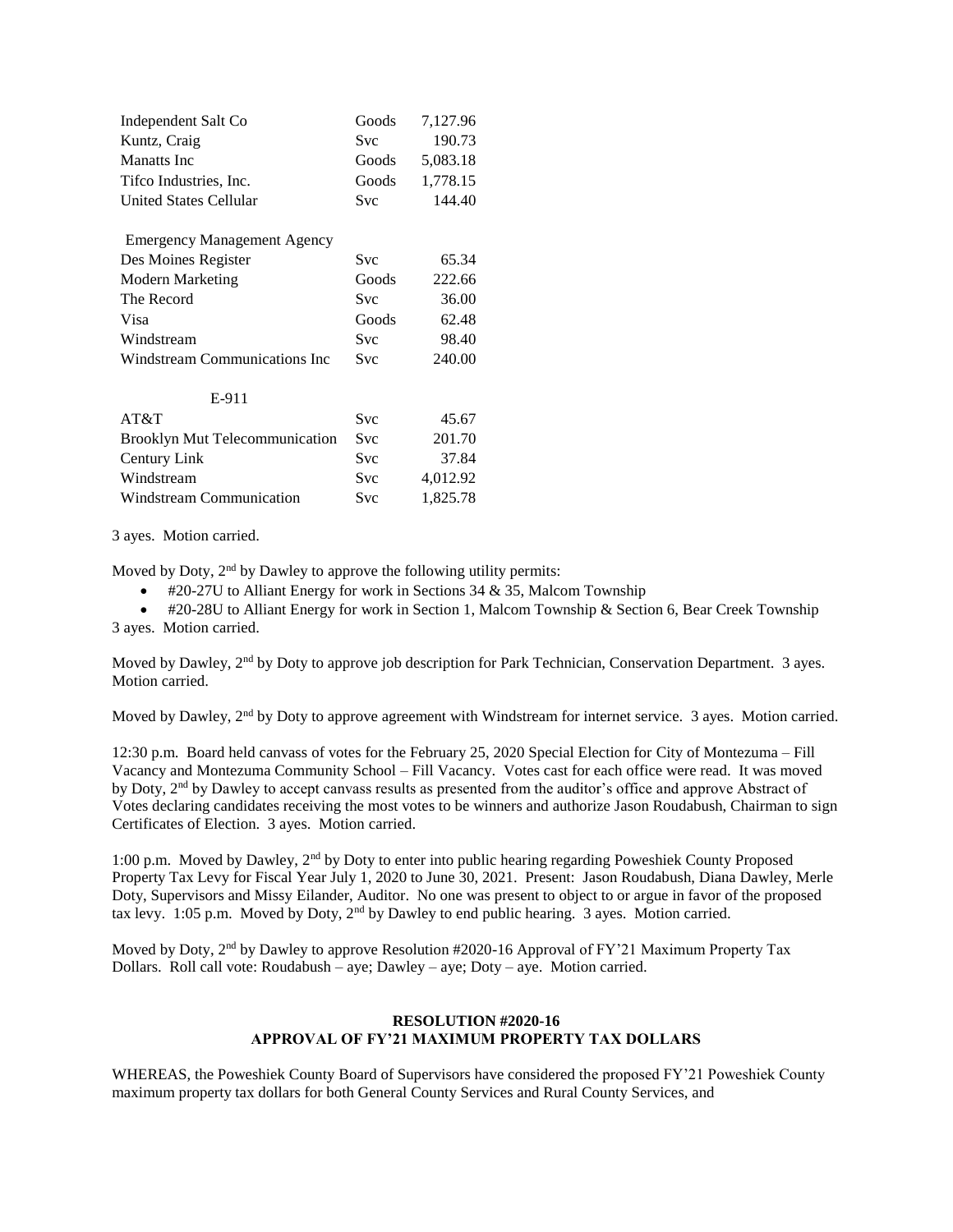| | | |
|---|---|---|
| Independent Salt Co | Goods | 7,127.96 |
| Kuntz, Craig | Svc | 190.73 |
| Manatts Inc | Goods | 5,083.18 |
| Tifco Industries, Inc. | Goods | 1,778.15 |
| United States Cellular | Svc | 144.40 |
| **Emergency Management Agency** | | |
| Des Moines Register | Svc | 65.34 |
| Modern Marketing | Goods | 222.66 |
| The Record | Svc | 36.00 |
| Visa | Goods | 62.48 |
| Windstream | Svc | 98.40 |
| Windstream Communications Inc | Svc | 240.00 |
| **E-911** | | |
| AT&T | Svc | 45.67 |
| Brooklyn Mut Telecommunication | Svc | 201.70 |
| Century Link | Svc | 37.84 |
| Windstream | Svc | 4,012.92 |
| Windstream Communication | Svc | 1,825.78 |

3 ayes. Motion carried.

Moved by Doty, 2nd by Dawley to approve the following utility permits:

- #20-27U to Alliant Energy for work in Sections 34 & 35, Malcom Township
- #20-28U to Alliant Energy for work in Section 1, Malcom Township & Section 6, Bear Creek Township

3 ayes. Motion carried.

Moved by Dawley, 2nd by Doty to approve job description for Park Technician, Conservation Department. 3 ayes. Motion carried.

Moved by Dawley, 2nd by Doty to approve agreement with Windstream for internet service. 3 ayes. Motion carried.

12:30 p.m. Board held canvass of votes for the February 25, 2020 Special Election for City of Montezuma – Fill Vacancy and Montezuma Community School – Fill Vacancy. Votes cast for each office were read. It was moved by Doty, 2nd by Dawley to accept canvass results as presented from the auditor's office and approve Abstract of Votes declaring candidates receiving the most votes to be winners and authorize Jason Roudabush, Chairman to sign Certificates of Election. 3 ayes. Motion carried.

1:00 p.m. Moved by Dawley, 2nd by Doty to enter into public hearing regarding Poweshiek County Proposed Property Tax Levy for Fiscal Year July 1, 2020 to June 30, 2021. Present: Jason Roudabush, Diana Dawley, Merle Doty, Supervisors and Missy Eilander, Auditor. No one was present to object to or argue in favor of the proposed tax levy. 1:05 p.m. Moved by Doty, 2nd by Dawley to end public hearing. 3 ayes. Motion carried.

Moved by Doty, 2nd by Dawley to approve Resolution #2020-16 Approval of FY'21 Maximum Property Tax Dollars. Roll call vote: Roudabush – aye; Dawley – aye; Doty – aye. Motion carried.

**RESOLUTION #2020-16**
**APPROVAL OF FY'21 MAXIMUM PROPERTY TAX DOLLARS**

WHEREAS, the Poweshiek County Board of Supervisors have considered the proposed FY'21 Poweshiek County maximum property tax dollars for both General County Services and Rural County Services, and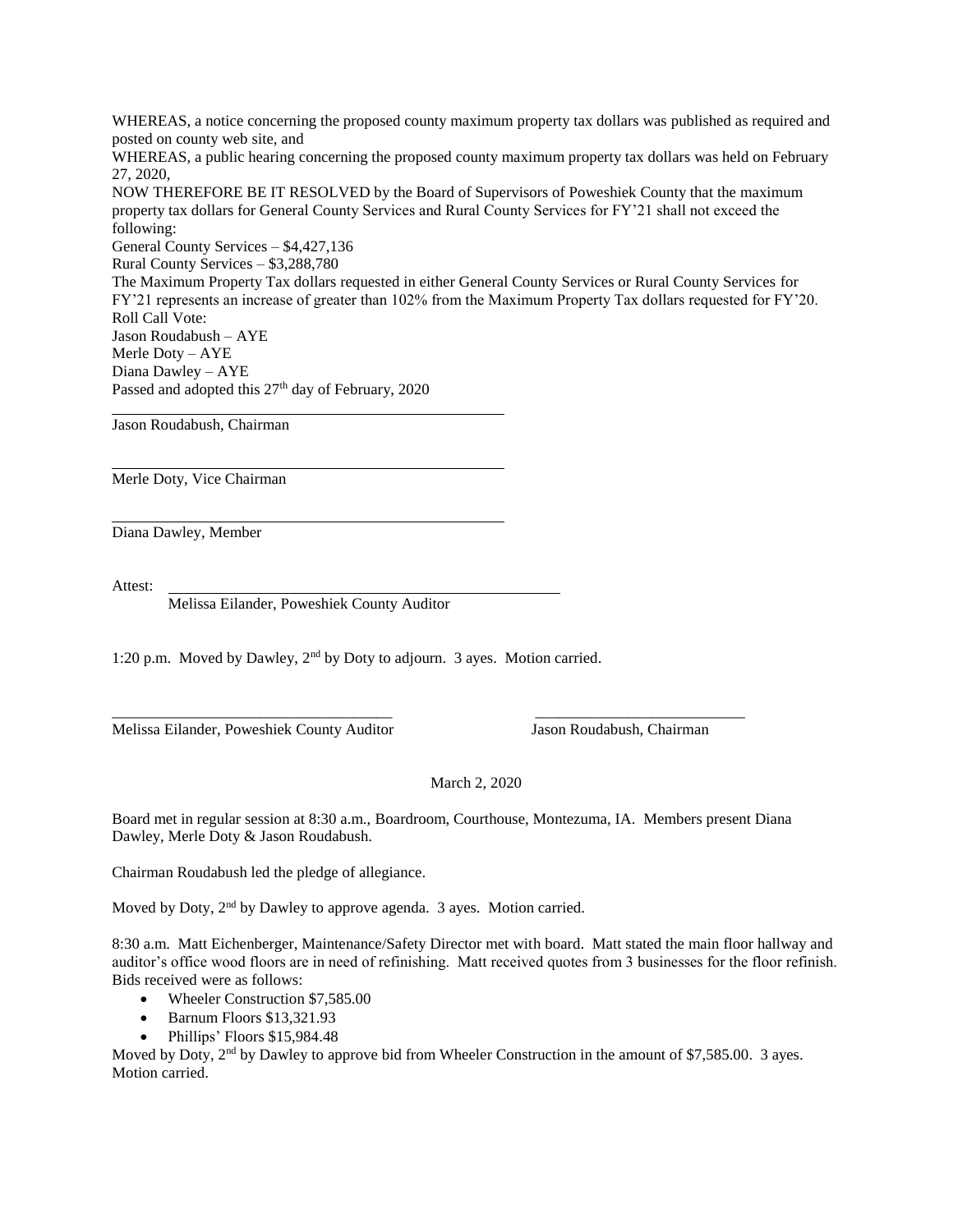WHEREAS, a notice concerning the proposed county maximum property tax dollars was published as required and posted on county web site, and

WHEREAS, a public hearing concerning the proposed county maximum property tax dollars was held on February 27, 2020,

NOW THEREFORE BE IT RESOLVED by the Board of Supervisors of Poweshiek County that the maximum property tax dollars for General County Services and Rural County Services for FY'21 shall not exceed the following:

General County Services – $4,427,136

Rural County Services – $3,288,780

The Maximum Property Tax dollars requested in either General County Services or Rural County Services for FY'21 represents an increase of greater than 102% from the Maximum Property Tax dollars requested for FY'20.

Roll Call Vote:

Jason Roudabush – AYE

Merle Doty – AYE

Diana Dawley – AYE

Passed and adopted this 27th day of February, 2020

\_\_\_\_\_\_\_\_\_\_\_\_\_\_\_\_\_\_\_\_\_\_\_\_\_\_\_\_\_\_\_\_\_\_\_\_\_\_\_\_

Jason Roudabush, Chairman

\_\_\_\_\_\_\_\_\_\_\_\_\_\_\_\_\_\_\_\_\_\_\_\_\_\_\_\_\_\_\_\_\_\_\_\_\_\_\_\_

Merle Doty, Vice Chairman

\_\_\_\_\_\_\_\_\_\_\_\_\_\_\_\_\_\_\_\_\_\_\_\_\_\_\_\_\_\_\_\_\_\_\_\_\_\_\_\_

Diana Dawley, Member

Attest: \_\_\_\_\_\_\_\_\_\_\_\_\_\_\_\_\_\_\_\_\_\_\_\_\_\_\_\_\_\_\_\_\_\_\_\_\_\_\_\_

Melissa Eilander, Poweshiek County Auditor

1:20 p.m. Moved by Dawley, 2nd by Doty to adjourn. 3 ayes. Motion carried.

\_\_\_\_\_\_\_\_\_\_\_\_\_\_\_\_\_\_\_\_\_\_\_\_\_\_\_\_\_\_\_\_\_\_\_\_ \_\_\_\_\_\_\_\_\_\_\_\_\_\_\_\_\_\_\_\_\_\_\_\_\_\_\_\_

Melissa Eilander, Poweshiek County Auditor Jason Roudabush, Chairman

March 2, 2020

Board met in regular session at 8:30 a.m., Boardroom, Courthouse, Montezuma, IA. Members present Diana Dawley, Merle Doty & Jason Roudabush.

Chairman Roudabush led the pledge of allegiance.

Moved by Doty, 2nd by Dawley to approve agenda. 3 ayes. Motion carried.

8:30 a.m. Matt Eichenberger, Maintenance/Safety Director met with board. Matt stated the main floor hallway and auditor's office wood floors are in need of refinishing. Matt received quotes from 3 businesses for the floor refinish. Bids received were as follows:

- Wheeler Construction $7,585.00
- Barnum Floors $13,321.93
- Phillips' Floors $15,984.48

Moved by Doty, 2nd by Dawley to approve bid from Wheeler Construction in the amount of $7,585.00. 3 ayes. Motion carried.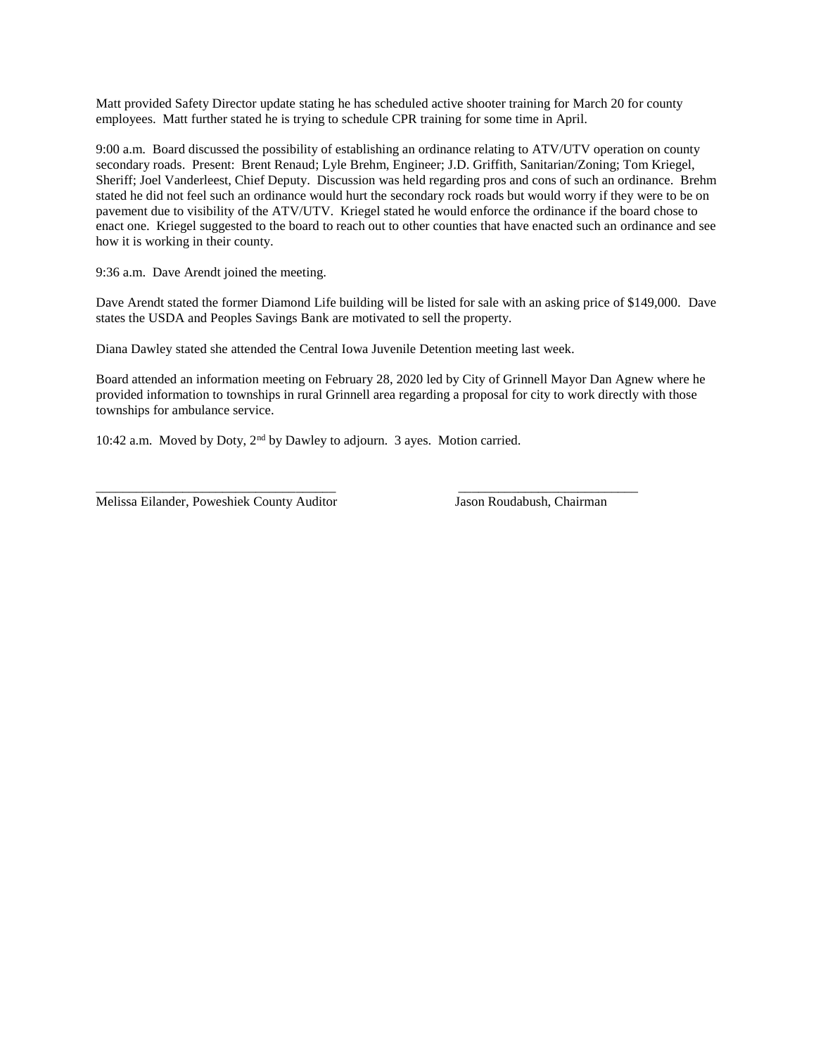Matt provided Safety Director update stating he has scheduled active shooter training for March 20 for county employees. Matt further stated he is trying to schedule CPR training for some time in April.

9:00 a.m. Board discussed the possibility of establishing an ordinance relating to ATV/UTV operation on county secondary roads. Present: Brent Renaud; Lyle Brehm, Engineer; J.D. Griffith, Sanitarian/Zoning; Tom Kriegel, Sheriff; Joel Vanderleest, Chief Deputy. Discussion was held regarding pros and cons of such an ordinance. Brehm stated he did not feel such an ordinance would hurt the secondary rock roads but would worry if they were to be on pavement due to visibility of the ATV/UTV. Kriegel stated he would enforce the ordinance if the board chose to enact one. Kriegel suggested to the board to reach out to other counties that have enacted such an ordinance and see how it is working in their county.

9:36 a.m. Dave Arendt joined the meeting.

Dave Arendt stated the former Diamond Life building will be listed for sale with an asking price of $149,000. Dave states the USDA and Peoples Savings Bank are motivated to sell the property.

Diana Dawley stated she attended the Central Iowa Juvenile Detention meeting last week.

Board attended an information meeting on February 28, 2020 led by City of Grinnell Mayor Dan Agnew where he provided information to townships in rural Grinnell area regarding a proposal for city to work directly with those townships for ambulance service.

10:42 a.m. Moved by Doty, 2nd by Dawley to adjourn. 3 ayes. Motion carried.

\_\_\_\_\_\_\_\_\_\_\_\_\_\_\_\_\_\_\_\_\_\_\_\_\_\_\_\_\_\_\_\_\_\_\_\_ \_\_\_\_\_\_\_\_\_\_\_\_\_\_\_\_\_\_\_\_\_\_\_\_\_\_\_

Melissa Eilander, Poweshiek County Auditor Jason Roudabush, Chairman